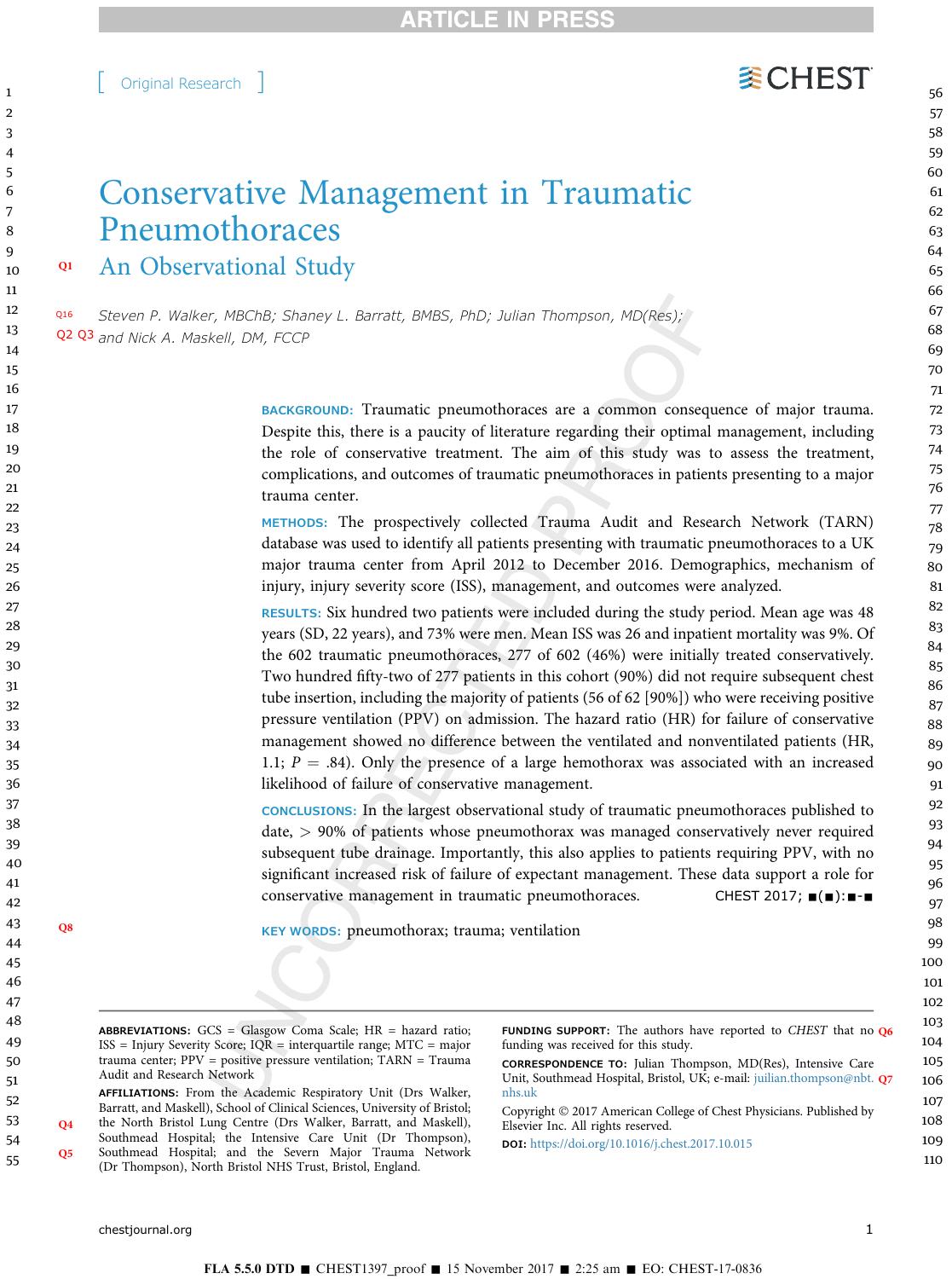Original Research

# Conservative Management in Traumatic Pneumothoraces

## An Observational Study

Steven P. Walker, MBChB; Shaney L. Barratt, BMBS, PhD; Julian Thompson, MD(Res); and Nick A. Maskell, DM, FCCP

**BACKGROUND:** Traumatic pneumothoraces are a common consequence of major trauma. Despite this, there is a paucity of literature regarding their optimal management, including the role of conservative treatment. The aim of this study was to assess the treatment, complications, and outcomes of traumatic pneumothoraces in patients presenting to a major trauma center.

**METHODS:** The prospectively collected Trauma Audit and Research Network (TARN) database was used to identify all patients presenting with traumatic pneumothoraces to a UK major trauma center from April 2012 to December 2016. Demographics, mechanism of injury, injury severity score (ISS), management, and outcomes were analyzed.

**RESULTS:** Six hundred two patients were included during the study period. Mean age was 48 years (SD, 22 years), and 73% were men. Mean ISS was 26 and inpatient mortality was 9%. Of the 602 traumatic pneumothoraces, 277 of 602 (46%) were initially treated conservatively. Two hundred fifty-two of 277 patients in this cohort (90%) did not require subsequent chest tube insertion, including the majority of patients (56 of 62 [90%]) who were receiving positive pressure ventilation (PPV) on admission. The hazard ratio (HR) for failure of conservative management showed no difference between the ventilated and nonventilated patients (HR, 1.1; $P = .84$). Only the presence of a large hemothorax was associated with an increased likelihood of failure of conservative management.

**CONCLUSIONS:** In the largest observational study of traumatic pneumothoraces published to date, > 90% of patients whose pneumothorax was managed conservatively never required subsequent tube drainage. Importantly, this also applies to patients requiring PPV, with no significant increased risk of failure of expectant management. These data support a role for conservative management in traumatic pneumothoraces.

CHEST 2017; ■(■):■-■

**KEY WORDS:** pneumothorax; trauma; ventilation

---

**ABBREVIATIONS:** GCS = Glasgow Coma Scale; HR = hazard ratio; ISS = Injury Severity Score; IQR = interquartile range; MTC = major trauma center; PPV = positive pressure ventilation; TARN = Trauma Audit and Research Network

**AFFILIATIONS:** From the Academic Respiratory Unit (Drs Walker, Barratt, and Maskell), School of Clinical Sciences, University of Bristol; the North Bristol Lung Centre (Drs Walker, Barratt, and Maskell), Southmead Hospital; the Intensive Care Unit (Dr Thompson), Southmead Hospital; and the Severn Major Trauma Network (Dr Thompson), North Bristol NHS Trust, Bristol, England.

**FUNDING SUPPORT:** The authors have reported to *CHEST* that no funding was received for this study.

**CORRESPONDENCE TO:** Julian Thompson, MD(Res), Intensive Care Unit, Southmead Hospital, Bristol, UK; e-mail: juilian.thompson@nbt.nhs.uk

Copyright © 2017 American College of Chest Physicians. Published by Elsevier Inc. All rights reserved.

**DOI:** https://doi.org/10.1016/j.chest.2017.10.015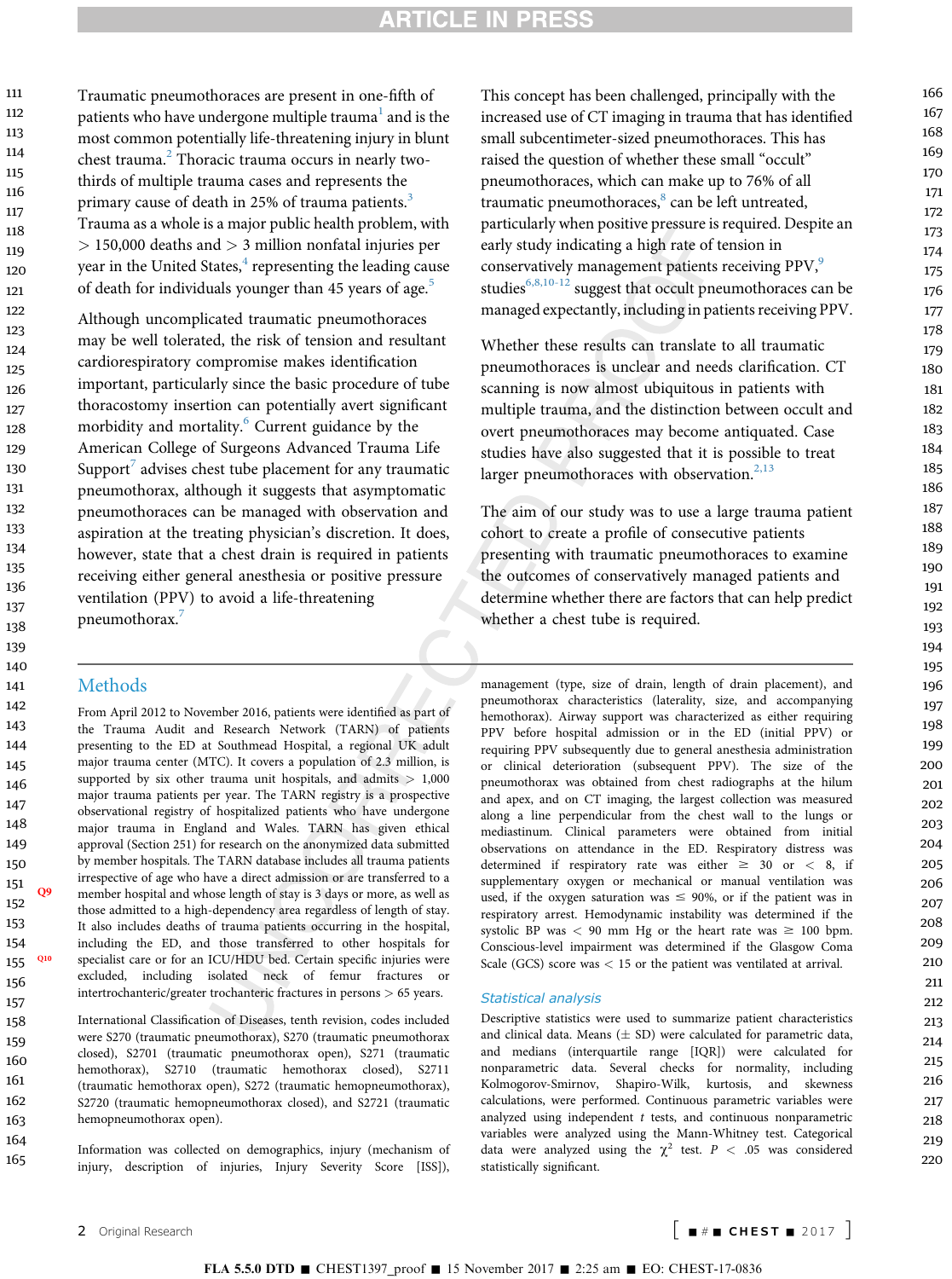Traumatic pneumothoraces are present in one-fifth of patients who have undergone multiple trauma[1] and is the most common potentially life-threatening injury in blunt chest trauma.[2] Thoracic trauma occurs in nearly two-thirds of multiple trauma cases and represents the primary cause of death in 25% of trauma patients.[3] Trauma as a whole is a major public health problem, with > 150,000 deaths and > 3 million nonfatal injuries per year in the United States,[4] representing the leading cause of death for individuals younger than 45 years of age.[5]

Although uncomplicated traumatic pneumothoraces may be well tolerated, the risk of tension and resultant cardiorespiratory compromise makes identification important, particularly since the basic procedure of tube thoracostomy insertion can potentially avert significant morbidity and mortality.[6] Current guidance by the American College of Surgeons Advanced Trauma Life Support[7] advises chest tube placement for any traumatic pneumothorax, although it suggests that asymptomatic pneumothoraces can be managed with observation and aspiration at the treating physician's discretion. It does, however, state that a chest drain is required in patients receiving either general anesthesia or positive pressure ventilation (PPV) to avoid a life-threatening pneumothorax.[7]

This concept has been challenged, principally with the increased use of CT imaging in trauma that has identified small subcentimeter-sized pneumothoraces. This has raised the question of whether these small "occult" pneumothoraces, which can make up to 76% of all traumatic pneumothoraces,[8] can be left untreated, particularly when positive pressure is required. Despite an early study indicating a high rate of tension in conservatively management patients receiving PPV,[9] studies[6,8,10-12] suggest that occult pneumothoraces can be managed expectantly, including in patients receiving PPV.

Whether these results can translate to all traumatic pneumothoraces is unclear and needs clarification. CT scanning is now almost ubiquitous in patients with multiple trauma, and the distinction between occult and overt pneumothoraces may become antiquated. Case studies have also suggested that it is possible to treat larger pneumothoraces with observation.[2,13]

The aim of our study was to use a large trauma patient cohort to create a profile of consecutive patients presenting with traumatic pneumothoraces to examine the outcomes of conservatively managed patients and determine whether there are factors that can help predict whether a chest tube is required.

## Methods

From April 2012 to November 2016, patients were identified as part of the Trauma Audit and Research Network (TARN) of patients presenting to the ED at Southmead Hospital, a regional UK adult major trauma center (MTC). It covers a population of 2.3 million, is supported by six other trauma unit hospitals, and admits > 1,000 major trauma patients per year. The TARN registry is a prospective observational registry of hospitalized patients who have undergone major trauma in England and Wales. TARN has given ethical approval (Section 251) for research on the anonymized data submitted by member hospitals. The TARN database includes all trauma patients irrespective of age who have a direct admission or are transferred to a member hospital and whose length of stay is 3 days or more, as well as those admitted to a high-dependency area regardless of length of stay. It also includes deaths of trauma patients occurring in the hospital, including the ED, and those transferred to other hospitals for specialist care or for an ICU/HDU bed. Certain specific injuries were excluded, including isolated neck of femur fractures or intertrochanteric/greater trochanteric fractures in persons > 65 years.

International Classification of Diseases, tenth revision, codes included were S270 (traumatic pneumothorax), S270 (traumatic pneumothorax closed), S2701 (traumatic pneumothorax open), S271 (traumatic hemothorax), S2710 (traumatic hemothorax closed), S2711 (traumatic hemothorax open), S272 (traumatic hemopneumothorax), S2720 (traumatic hemopneumothorax closed), and S2721 (traumatic hemopneumothorax open).

Information was collected on demographics, injury (mechanism of injury, description of injuries, Injury Severity Score [ISS]), management (type, size of drain, length of drain placement), and pneumothorax characteristics (laterality, size, and accompanying hemothorax). Airway support was characterized as either requiring PPV before hospital admission or in the ED (initial PPV) or requiring PPV subsequently due to general anesthesia administration or clinical deterioration (subsequent PPV). The size of the pneumothorax was obtained from chest radiographs at the hilum and apex, and on CT imaging, the largest collection was measured along a line perpendicular from the chest wall to the lungs or mediastinum. Clinical parameters were obtained from initial observations on attendance in the ED. Respiratory distress was determined if respiratory rate was either ≥ 30 or < 8, if supplementary oxygen or mechanical or manual ventilation was used, if the oxygen saturation was ≤ 90%, or if the patient was in respiratory arrest. Hemodynamic instability was determined if the systolic BP was < 90 mm Hg or the heart rate was ≥ 100 bpm. Conscious-level impairment was determined if the Glasgow Coma Scale (GCS) score was < 15 or the patient was ventilated at arrival.

### Statistical analysis

Descriptive statistics were used to summarize patient characteristics and clinical data. Means (± SD) were calculated for parametric data, and medians (interquartile range [IQR]) were calculated for nonparametric data. Several checks for normality, including Kolmogorov-Smirnov, Shapiro-Wilk, kurtosis, and skewness calculations, were performed. Continuous parametric variables were analyzed using independent $t$ tests, and continuous nonparametric variables were analyzed using the Mann-Whitney test. Categorical data were analyzed using the $\chi^2$ test. $P < .05$ was considered statistically significant.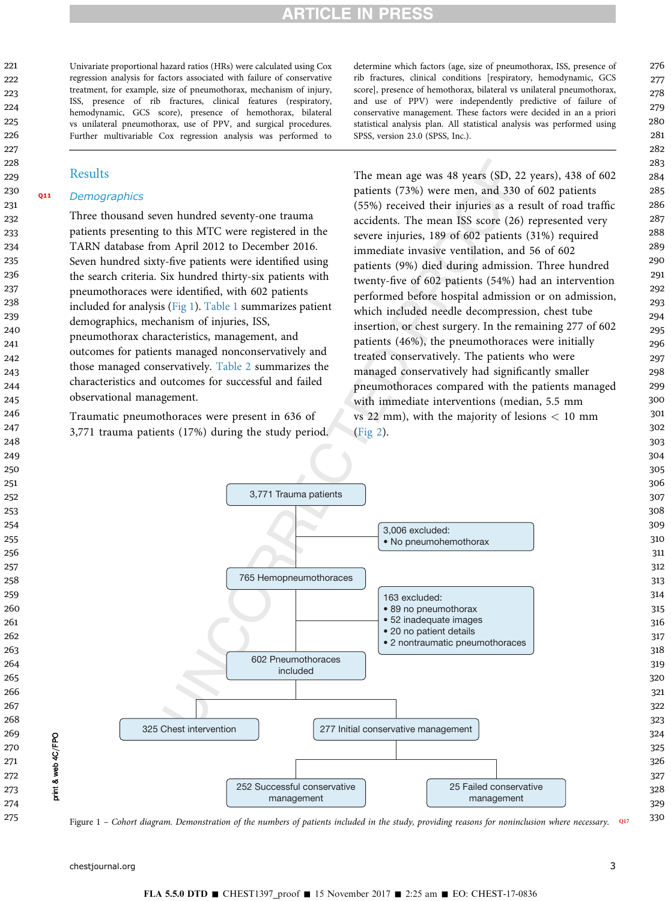Univariate proportional hazard ratios (HRs) were calculated using Cox regression analysis for factors associated with failure of conservative treatment, for example, size of pneumothorax, mechanism of injury, ISS, presence of rib fractures, clinical features (respiratory, hemodynamic, GCS score), presence of hemothorax, bilateral vs unilateral pneumothorax, use of PPV, and surgical procedures. Further multivariable Cox regression analysis was performed to determine which factors (age, size of pneumothorax, ISS, presence of rib fractures, clinical conditions [respiratory, hemodynamic, GCS score], presence of hemothorax, bilateral vs unilateral pneumothorax, and use of PPV) were independently predictive of failure of conservative management. These factors were decided in an a priori statistical analysis plan. All statistical analysis was performed using SPSS, version 23.0 (SPSS, Inc.).

## Results

### Demographics

Three thousand seven hundred seventy-one trauma patients presenting to this MTC were registered in the TARN database from April 2012 to December 2016. Seven hundred sixty-five patients were identified using the search criteria. Six hundred thirty-six patients with pneumothoraces were identified, with 602 patients included for analysis (Fig 1). Table 1 summarizes patient demographics, mechanism of injuries, ISS, pneumothorax characteristics, management, and outcomes for patients managed nonconservatively and those managed conservatively. Table 2 summarizes the characteristics and outcomes for successful and failed observational management.

Traumatic pneumothoraces were present in 636 of 3,771 trauma patients (17%) during the study period. The mean age was 48 years (SD, 22 years), 438 of 602 patients (73%) were men, and 330 of 602 patients (55%) received their injuries as a result of road traffic accidents. The mean ISS score (26) represented very severe injuries, 189 of 602 patients (31%) required immediate invasive ventilation, and 56 of 602 patients (9%) died during admission. Three hundred twenty-five of 602 patients (54%) had an intervention performed before hospital admission or on admission, which included needle decompression, chest tube insertion, or chest surgery. In the remaining 277 of 602 patients (46%), the pneumothoraces were initially treated conservatively. The patients who were managed conservatively had significantly smaller pneumothoraces compared with the patients managed with immediate interventions (median, 5.5 mm vs 22 mm), with the majority of lesions < 10 mm (Fig 2).

3,771 Trauma patients
→ 3,006 excluded:
- No pneumohemothorax

765 Hemopneumothoraces
→ 163 excluded:
- 89 no pneumothorax
- 52 inadequate images
- 20 no patient details
- 2 nontraumatic pneumothoraces

602 Pneumothoraces included
- 325 Chest intervention
- 277 Initial conservative management
  - 252 Successful conservative management
  - 25 Failed conservative management

Figure 1 – *Cohort diagram. Demonstration of the numbers of patients included in the study, providing reasons for noninclusion where necessary.*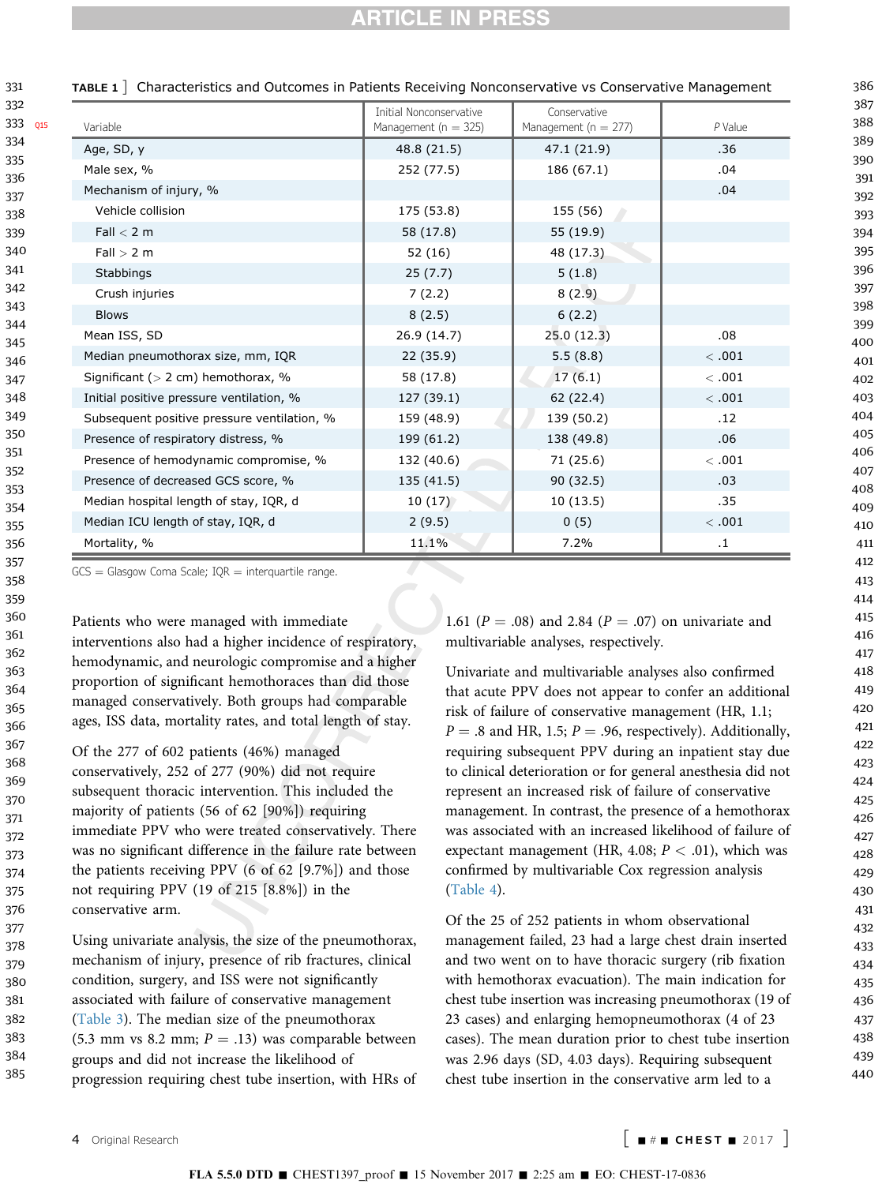TABLE 1 ] Characteristics and Outcomes in Patients Receiving Nonconservative vs Conservative Management

| Variable | Initial Nonconservative Management (n = 325) | Conservative Management (n = 277) | P Value |
| --- | --- | --- | --- |
| Age, SD, y | 48.8 (21.5) | 47.1 (21.9) | .36 |
| Male sex, % | 252 (77.5) | 186 (67.1) | .04 |
| Mechanism of injury, % | | | .04 |
| Vehicle collision | 175 (53.8) | 155 (56) | |
| Fall < 2 m | 58 (17.8) | 55 (19.9) | |
| Fall > 2 m | 52 (16) | 48 (17.3) | |
| Stabbings | 25 (7.7) | 5 (1.8) | |
| Crush injuries | 7 (2.2) | 8 (2.9) | |
| Blows | 8 (2.5) | 6 (2.2) | |
| Mean ISS, SD | 26.9 (14.7) | 25.0 (12.3) | .08 |
| Median pneumothorax size, mm, IQR | 22 (35.9) | 5.5 (8.8) | < .001 |
| Significant (> 2 cm) hemothorax, % | 58 (17.8) | 17 (6.1) | < .001 |
| Initial positive pressure ventilation, % | 127 (39.1) | 62 (22.4) | < .001 |
| Subsequent positive pressure ventilation, % | 159 (48.9) | 139 (50.2) | .12 |
| Presence of respiratory distress, % | 199 (61.2) | 138 (49.8) | .06 |
| Presence of hemodynamic compromise, % | 132 (40.6) | 71 (25.6) | < .001 |
| Presence of decreased GCS score, % | 135 (41.5) | 90 (32.5) | .03 |
| Median hospital length of stay, IQR, d | 10 (17) | 10 (13.5) | .35 |
| Median ICU length of stay, IQR, d | 2 (9.5) | 0 (5) | < .001 |
| Mortality, % | 11.1% | 7.2% | .1 |

GCS = Glasgow Coma Scale; IQR = interquartile range.

Patients who were managed with immediate interventions also had a higher incidence of respiratory, hemodynamic, and neurologic compromise and a higher proportion of significant hemothoraces than did those managed conservatively. Both groups had comparable ages, ISS data, mortality rates, and total length of stay.

Of the 277 of 602 patients (46%) managed conservatively, 252 of 277 (90%) did not require subsequent thoracic intervention. This included the majority of patients (56 of 62 [90%]) requiring immediate PPV who were treated conservatively. There was no significant difference in the failure rate between the patients receiving PPV (6 of 62 [9.7%]) and those not requiring PPV (19 of 215 [8.8%]) in the conservative arm.

Using univariate analysis, the size of the pneumothorax, mechanism of injury, presence of rib fractures, clinical condition, surgery, and ISS were not significantly associated with failure of conservative management (Table 3). The median size of the pneumothorax (5.3 mm vs 8.2 mm; $P = .13$) was comparable between groups and did not increase the likelihood of progression requiring chest tube insertion, with HRs of 1.61 ($P = .08$) and 2.84 ($P = .07$) on univariate and multivariable analyses, respectively.

Univariate and multivariable analyses also confirmed that acute PPV does not appear to confer an additional risk of failure of conservative management (HR, 1.1; $P = .8$ and HR, 1.5; $P = .96$, respectively). Additionally, requiring subsequent PPV during an inpatient stay due to clinical deterioration or for general anesthesia did not represent an increased risk of failure of conservative management. In contrast, the presence of a hemothorax was associated with an increased likelihood of failure of expectant management (HR, 4.08; $P < .01$), which was confirmed by multivariable Cox regression analysis (Table 4).

Of the 25 of 252 patients in whom observational management failed, 23 had a large chest drain inserted and two went on to have thoracic surgery (rib fixation with hemothorax evacuation). The main indication for chest tube insertion was increasing pneumothorax (19 of 23 cases) and enlarging hemopneumothorax (4 of 23 cases). The mean duration prior to chest tube insertion was 2.96 days (SD, 4.03 days). Requiring subsequent chest tube insertion in the conservative arm led to a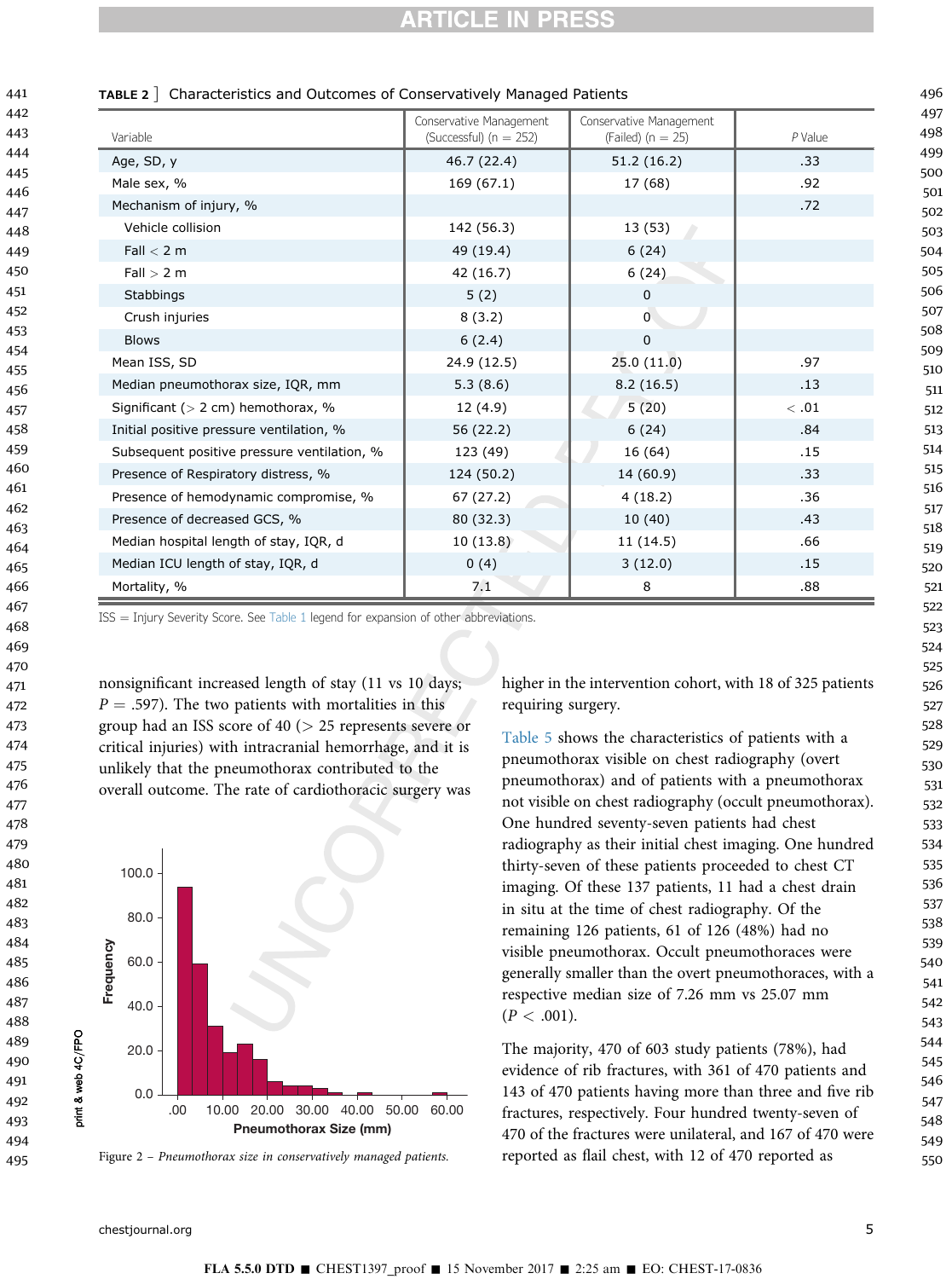TABLE 2 ] Characteristics and Outcomes of Conservatively Managed Patients

| Variable | Conservative Management (Successful) (n = 252) | Conservative Management (Failed) (n = 25) | P Value |
|---|---|---|---|
| Age, SD, y | 46.7 (22.4) | 51.2 (16.2) | .33 |
| Male sex, % | 169 (67.1) | 17 (68) | .92 |
| Mechanism of injury, % | | | .72 |
| Vehicle collision | 142 (56.3) | 13 (53) | |
| Fall < 2 m | 49 (19.4) | 6 (24) | |
| Fall > 2 m | 42 (16.7) | 6 (24) | |
| Stabbings | 5 (2) | 0 | |
| Crush injuries | 8 (3.2) | 0 | |
| Blows | 6 (2.4) | 0 | |
| Mean ISS, SD | 24.9 (12.5) | 25.0 (11.0) | .97 |
| Median pneumothorax size, IQR, mm | 5.3 (8.6) | 8.2 (16.5) | .13 |
| Significant (> 2 cm) hemothorax, % | 12 (4.9) | 5 (20) | < .01 |
| Initial positive pressure ventilation, % | 56 (22.2) | 6 (24) | .84 |
| Subsequent positive pressure ventilation, % | 123 (49) | 16 (64) | .15 |
| Presence of Respiratory distress, % | 124 (50.2) | 14 (60.9) | .33 |
| Presence of hemodynamic compromise, % | 67 (27.2) | 4 (18.2) | .36 |
| Presence of decreased GCS, % | 80 (32.3) | 10 (40) | .43 |
| Median hospital length of stay, IQR, d | 10 (13.8) | 11 (14.5) | .66 |
| Median ICU length of stay, IQR, d | 0 (4) | 3 (12.0) | .15 |
| Mortality, % | 7.1 | 8 | .88 |

ISS = Injury Severity Score. See Table 1 legend for expansion of other abbreviations.

nonsignificant increased length of stay (11 vs 10 days; $P = .597$). The two patients with mortalities in this group had an ISS score of 40 (> 25 represents severe or critical injuries) with intracranial hemorrhage, and it is unlikely that the pneumothorax contributed to the overall outcome. The rate of cardiothoracic surgery was higher in the intervention cohort, with 18 of 325 patients requiring surgery.

Figure 2 – *Pneumothorax size in conservatively managed patients.*

Table 5 shows the characteristics of patients with a pneumothorax visible on chest radiography (overt pneumothorax) and of patients with a pneumothorax not visible on chest radiography (occult pneumothorax). One hundred seventy-seven patients had chest radiography as their initial chest imaging. One hundred thirty-seven of these patients proceeded to chest CT imaging. Of these 137 patients, 11 had a chest drain in situ at the time of chest radiography. Of the remaining 126 patients, 61 of 126 (48%) had no visible pneumothorax. Occult pneumothoraces were generally smaller than the overt pneumothoraces, with a respective median size of 7.26 mm vs 25.07 mm ($P < .001$).

The majority, 470 of 603 study patients (78%), had evidence of rib fractures, with 361 of 470 patients and 143 of 470 patients having more than three and five rib fractures, respectively. Four hundred twenty-seven of 470 of the fractures were unilateral, and 167 of 470 were reported as flail chest, with 12 of 470 reported as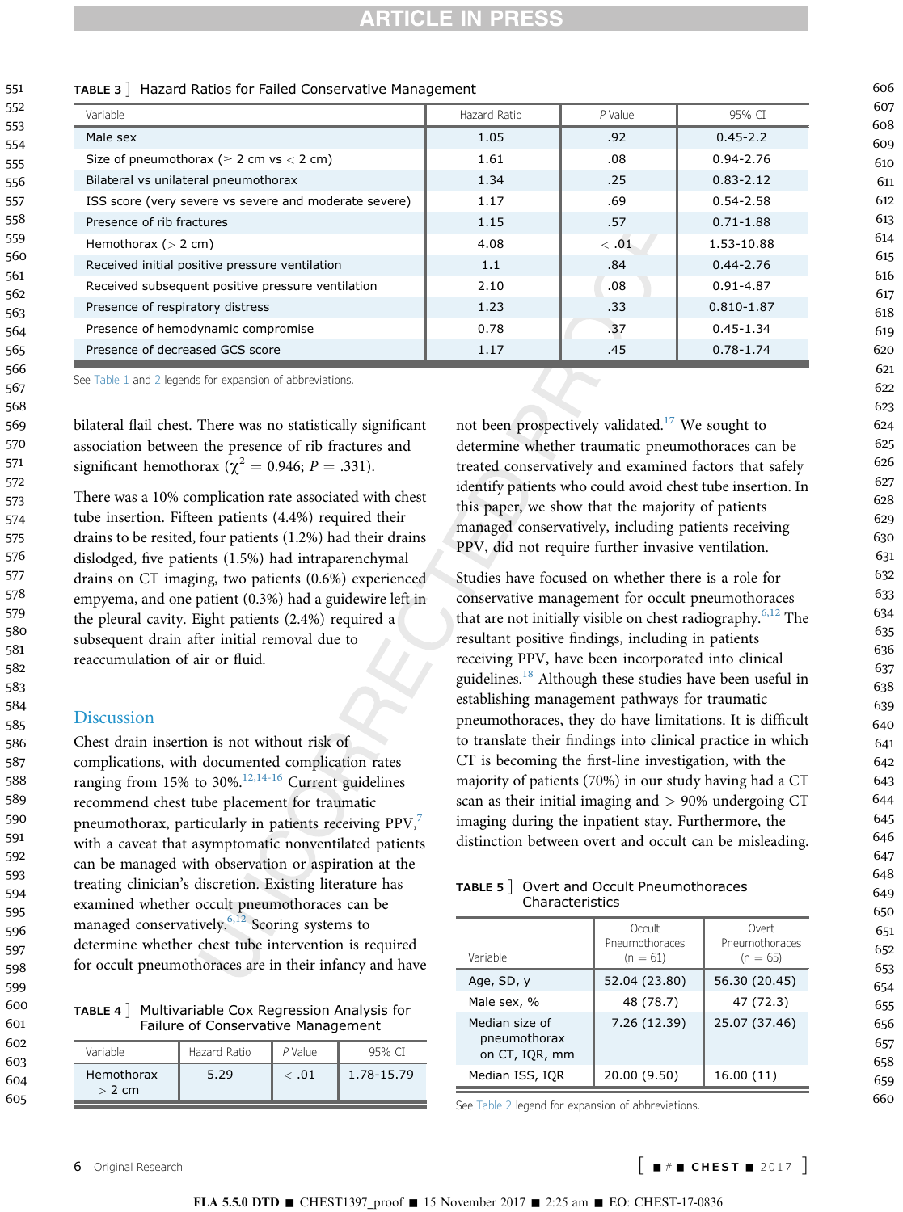TABLE 3 ] Hazard Ratios for Failed Conservative Management

| Variable | Hazard Ratio | P Value | 95% CI |
| --- | --- | --- | --- |
| Male sex | 1.05 | .92 | 0.45-2.2 |
| Size of pneumothorax (≥ 2 cm vs < 2 cm) | 1.61 | .08 | 0.94-2.76 |
| Bilateral vs unilateral pneumothorax | 1.34 | .25 | 0.83-2.12 |
| ISS score (very severe vs severe and moderate severe) | 1.17 | .69 | 0.54-2.58 |
| Presence of rib fractures | 1.15 | .57 | 0.71-1.88 |
| Hemothorax (> 2 cm) | 4.08 | < .01 | 1.53-10.88 |
| Received initial positive pressure ventilation | 1.1 | .84 | 0.44-2.76 |
| Received subsequent positive pressure ventilation | 2.10 | .08 | 0.91-4.87 |
| Presence of respiratory distress | 1.23 | .33 | 0.810-1.87 |
| Presence of hemodynamic compromise | 0.78 | .37 | 0.45-1.34 |
| Presence of decreased GCS score | 1.17 | .45 | 0.78-1.74 |

See Table 1 and 2 legends for expansion of abbreviations.

bilateral flail chest. There was no statistically significant association between the presence of rib fractures and significant hemothorax ($\chi^2 = 0.946$; $P = .331$).

There was a 10% complication rate associated with chest tube insertion. Fifteen patients (4.4%) required their drains to be resited, four patients (1.2%) had their drains dislodged, five patients (1.5%) had intraparenchymal drains on CT imaging, two patients (0.6%) experienced empyema, and one patient (0.3%) had a guidewire left in the pleural cavity. Eight patients (2.4%) required a subsequent drain after initial removal due to reaccumulation of air or fluid.

## Discussion

Chest drain insertion is not without risk of complications, with documented complication rates ranging from 15% to 30%.[12,14-16] Current guidelines recommend chest tube placement for traumatic pneumothorax, particularly in patients receiving PPV,[7] with a caveat that asymptomatic nonventilated patients can be managed with observation or aspiration at the treating clinician's discretion. Existing literature has examined whether occult pneumothoraces can be managed conservatively.[6,12] Scoring systems to determine whether chest tube intervention is required for occult pneumothoraces are in their infancy and have not been prospectively validated.[17] We sought to determine whether traumatic pneumothoraces can be treated conservatively and examined factors that safely identify patients who could avoid chest tube insertion. In this paper, we show that the majority of patients managed conservatively, including patients receiving PPV, did not require further invasive ventilation.

Studies have focused on whether there is a role for conservative management for occult pneumothoraces that are not initially visible on chest radiography.[6,12] The resultant positive findings, including in patients receiving PPV, have been incorporated into clinical guidelines.[18] Although these studies have been useful in establishing management pathways for traumatic pneumothoraces, they do have limitations. It is difficult to translate their findings into clinical practice in which CT is becoming the first-line investigation, with the majority of patients (70%) in our study having had a CT scan as their initial imaging and > 90% undergoing CT imaging during the inpatient stay. Furthermore, the distinction between overt and occult can be misleading.

TABLE 4 ] Multivariable Cox Regression Analysis for Failure of Conservative Management

| Variable | Hazard Ratio | P Value | 95% CI |
| --- | --- | --- | --- |
| Hemothorax > 2 cm | 5.29 | < .01 | 1.78-15.79 |

TABLE 5 ] Overt and Occult Pneumothoraces Characteristics

| Variable | Occult Pneumothoraces (n = 61) | Overt Pneumothoraces (n = 65) |
| --- | --- | --- |
| Age, SD, y | 52.04 (23.80) | 56.30 (20.45) |
| Male sex, % | 48 (78.7) | 47 (72.3) |
| Median size of pneumothorax on CT, IQR, mm | 7.26 (12.39) | 25.07 (37.46) |
| Median ISS, IQR | 20.00 (9.50) | 16.00 (11) |

See Table 2 legend for expansion of abbreviations.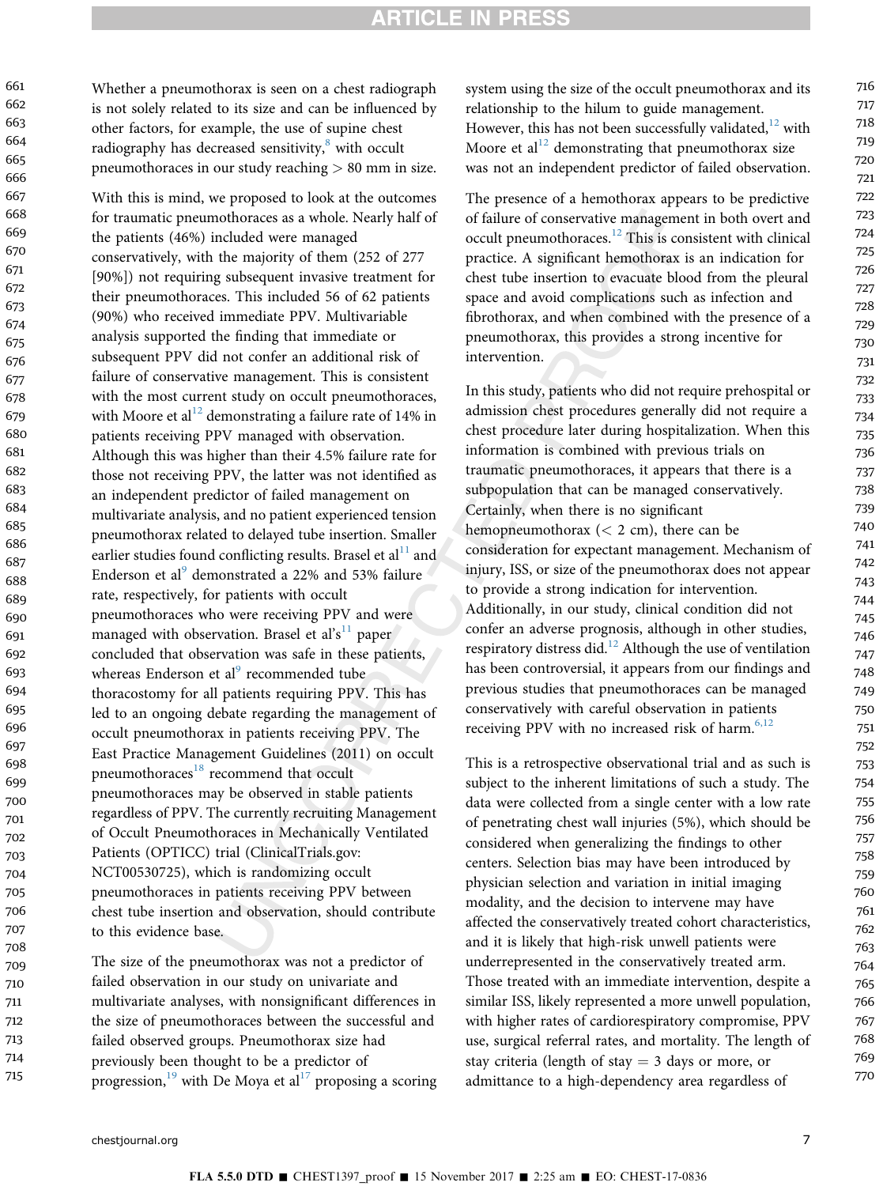Whether a pneumothorax is seen on a chest radiograph is not solely related to its size and can be influenced by other factors, for example, the use of supine chest radiography has decreased sensitivity,[8] with occult pneumothoraces in our study reaching > 80 mm in size.

With this is mind, we proposed to look at the outcomes for traumatic pneumothoraces as a whole. Nearly half of the patients (46%) included were managed conservatively, with the majority of them (252 of 277 [90%]) not requiring subsequent invasive treatment for their pneumothoraces. This included 56 of 62 patients (90%) who received immediate PPV. Multivariable analysis supported the finding that immediate or subsequent PPV did not confer an additional risk of failure of conservative management. This is consistent with the most current study on occult pneumothoraces, with Moore et al[12] demonstrating a failure rate of 14% in patients receiving PPV managed with observation. Although this was higher than their 4.5% failure rate for those not receiving PPV, the latter was not identified as an independent predictor of failed management on multivariate analysis, and no patient experienced tension pneumothorax related to delayed tube insertion. Smaller earlier studies found conflicting results. Brasel et al[11] and Enderson et al[9] demonstrated a 22% and 53% failure rate, respectively, for patients with occult pneumothoraces who were receiving PPV and were managed with observation. Brasel et al's[11] paper concluded that observation was safe in these patients, whereas Enderson et al[9] recommended tube thoracostomy for all patients requiring PPV. This has led to an ongoing debate regarding the management of occult pneumothorax in patients receiving PPV. The East Practice Management Guidelines (2011) on occult pneumothoraces[18] recommend that occult pneumothoraces may be observed in stable patients regardless of PPV. The currently recruiting Management of Occult Pneumothoraces in Mechanically Ventilated Patients (OPTICC) trial (ClinicalTrials.gov: NCT00530725), which is randomizing occult pneumothoraces in patients receiving PPV between chest tube insertion and observation, should contribute to this evidence base.

The size of the pneumothorax was not a predictor of failed observation in our study on univariate and multivariate analyses, with nonsignificant differences in the size of pneumothoraces between the successful and failed observed groups. Pneumothorax size had previously been thought to be a predictor of progression,[19] with De Moya et al[17] proposing a scoring system using the size of the occult pneumothorax and its relationship to the hilum to guide management. However, this has not been successfully validated,[12] with Moore et al[12] demonstrating that pneumothorax size was not an independent predictor of failed observation.

The presence of a hemothorax appears to be predictive of failure of conservative management in both overt and occult pneumothoraces.[12] This is consistent with clinical practice. A significant hemothorax is an indication for chest tube insertion to evacuate blood from the pleural space and avoid complications such as infection and fibrothorax, and when combined with the presence of a pneumothorax, this provides a strong incentive for intervention.

In this study, patients who did not require prehospital or admission chest procedures generally did not require a chest procedure later during hospitalization. When this information is combined with previous trials on traumatic pneumothoraces, it appears that there is a subpopulation that can be managed conservatively. Certainly, when there is no significant hemopneumothorax (< 2 cm), there can be consideration for expectant management. Mechanism of injury, ISS, or size of the pneumothorax does not appear to provide a strong indication for intervention. Additionally, in our study, clinical condition did not confer an adverse prognosis, although in other studies, respiratory distress did.[12] Although the use of ventilation has been controversial, it appears from our findings and previous studies that pneumothoraces can be managed conservatively with careful observation in patients receiving PPV with no increased risk of harm.[6,12]

This is a retrospective observational trial and as such is subject to the inherent limitations of such a study. The data were collected from a single center with a low rate of penetrating chest wall injuries (5%), which should be considered when generalizing the findings to other centers. Selection bias may have been introduced by physician selection and variation in initial imaging modality, and the decision to intervene may have affected the conservatively treated cohort characteristics, and it is likely that high-risk unwell patients were underrepresented in the conservatively treated arm. Those treated with an immediate intervention, despite a similar ISS, likely represented a more unwell population, with higher rates of cardiorespiratory compromise, PPV use, surgical referral rates, and mortality. The length of stay criteria (length of stay = 3 days or more, or admittance to a high-dependency area regardless of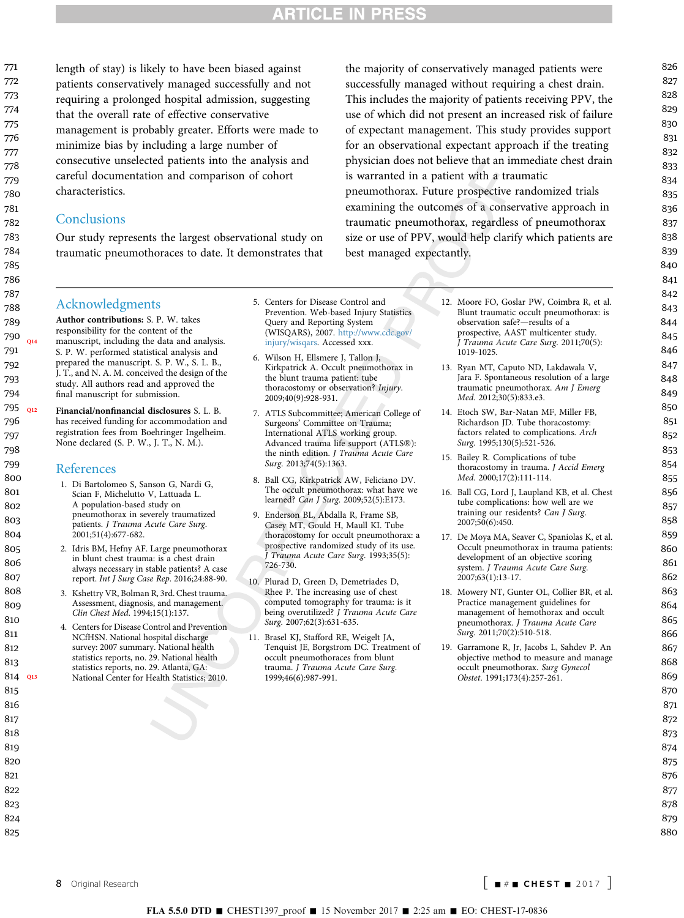length of stay) is likely to have been biased against patients conservatively managed successfully and not requiring a prolonged hospital admission, suggesting that the overall rate of effective conservative management is probably greater. Efforts were made to minimize bias by including a large number of consecutive unselected patients into the analysis and careful documentation and comparison of cohort characteristics.

## Conclusions

Our study represents the largest observational study on traumatic pneumothoraces to date. It demonstrates that the majority of conservatively managed patients were successfully managed without requiring a chest drain. This includes the majority of patients receiving PPV, the use of which did not present an increased risk of failure of expectant management. This study provides support for an observational expectant approach if the treating physician does not believe that an immediate chest drain is warranted in a patient with a traumatic pneumothorax. Future prospective randomized trials examining the outcomes of a conservative approach in traumatic pneumothorax, regardless of pneumothorax size or use of PPV, would help clarify which patients are best managed expectantly.

## Acknowledgments

**Author contributions:** S. P. W. takes responsibility for the content of the manuscript, including the data and analysis. S. P. W. performed statistical analysis and prepared the manuscript. S. P. W., S. L. B., J. T., and N. A. M. conceived the design of the study. All authors read and approved the final manuscript for submission.

**Financial/nonfinancial disclosures** S. L. B. has received funding for accommodation and registration fees from Boehringer Ingelheim. None declared (S. P. W., J. T., N. M.).

## References

1. Di Bartolomeo S, Sanson G, Nardi G, Scian F, Michelutto V, Lattuada L. A population-based study on pneumothorax in severely traumatized patients. *J Trauma Acute Care Surg*. 2001;51(4):677-682.
2. Idris BM, Hefny AF. Large pneumothorax in blunt chest trauma: is a chest drain always necessary in stable patients? A case report. *Int J Surg Case Rep*. 2016;24:88-90.
3. Kshettry VR, Bolman R, 3rd. Chest trauma. Assessment, diagnosis, and management. *Clin Chest Med*. 1994;15(1):137.
4. Centers for Disease Control and Prevention NCfHSN. National hospital discharge survey: 2007 summary. National health statistics reports, no. 29. National health statistics reports, no. 29. Atlanta, GA: National Center for Health Statistics; 2010.
5. Centers for Disease Control and Prevention. Web-based Injury Statistics Query and Reporting System (WISQARS), 2007. http://www.cdc.gov/injury/wisqars. Accessed xxx.
6. Wilson H, Ellsmere J, Tallon J, Kirkpatrick A. Occult pneumothorax in the blunt trauma patient: tube thoracostomy or observation? *Injury*. 2009;40(9):928-931.
7. ATLS Subcommittee; American College of Surgeons' Committee on Trauma; International ATLS working group. Advanced trauma life support (ATLS®): the ninth edition. *J Trauma Acute Care Surg*. 2013;74(5):1363.
8. Ball CG, Kirkpatrick AW, Feliciano DV. The occult pneumothorax: what have we learned? *Can J Surg*. 2009;52(5):E173.
9. Enderson BL, Abdalla R, Frame SB, Casey MT, Gould H, Maull KI. Tube thoracostomy for occult pneumothorax: a prospective randomized study of its use. *J Trauma Acute Care Surg*. 1993;35(5):726-730.
10. Plurad D, Green D, Demetriades D, Rhee P. The increasing use of chest computed tomography for trauma: is it being overutilized? *J Trauma Acute Care Surg*. 2007;62(3):631-635.
11. Brasel KJ, Stafford RE, Weigelt JA, Tenquist JE, Borgstrom DC. Treatment of occult pneumothoraces from blunt trauma. *J Trauma Acute Care Surg*. 1999;46(6):987-991.
12. Moore FO, Goslar PW, Coimbra R, et al. Blunt traumatic occult pneumothorax: is observation safe?—results of a prospective, AAST multicenter study. *J Trauma Acute Care Surg*. 2011;70(5):1019-1025.
13. Ryan MT, Caputo ND, Lakdawala V, Jara F. Spontaneous resolution of a large traumatic pneumothorax. *Am J Emerg Med*. 2012;30(5):833.e3.
14. Etoch SW, Bar-Natan MF, Miller FB, Richardson JD. Tube thoracostomy: factors related to complications. *Arch Surg*. 1995;130(5):521-526.
15. Bailey R. Complications of tube thoracostomy in trauma. *J Accid Emerg Med*. 2000;17(2):111-114.
16. Ball CG, Lord J, Laupland KB, et al. Chest tube complications: how well are we training our residents? *Can J Surg*. 2007;50(6):450.
17. De Moya MA, Seaver C, Spaniolas K, et al. Occult pneumothorax in trauma patients: development of an objective scoring system. *J Trauma Acute Care Surg*. 2007;63(1):13-17.
18. Mowery NT, Gunter OL, Collier BR, et al. Practice management guidelines for management of hemothorax and occult pneumothorax. *J Trauma Acute Care Surg*. 2011;70(2):510-518.
19. Garramone R, Jr, Jacobs L, Sahdev P. An objective method to measure and manage occult pneumothorax. *Surg Gynecol Obstet*. 1991;173(4):257-261.